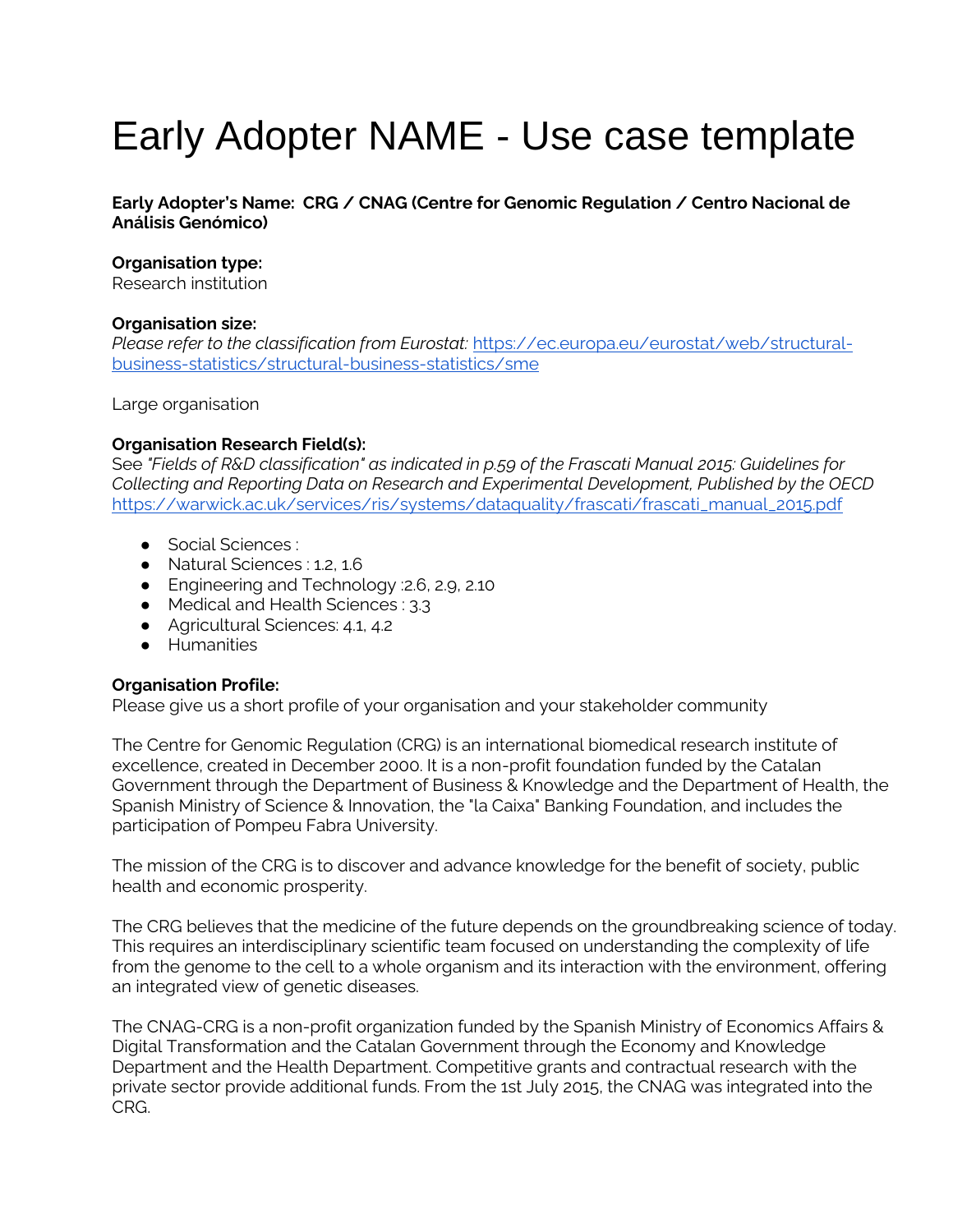# Early Adopter NAME - Use case template

**Early Adopter's Name: CRG / CNAG (Centre for Genomic Regulation / Centro Nacional de Análisis Genómico)**

**Organisation type:**
Research institution

**Organisation size:**
*Please refer to the classification from Eurostat:* [https://ec.europa.eu/eurostat/web/structural-business-statistics/structural-business-statistics/sme](https://ec.europa.eu/eurostat/web/structural-business-statistics/structural-business-statistics/sme)

Large organisation

**Organisation Research Field(s):**
See *"Fields of R&D classification" as indicated in p.59 of the Frascati Manual 2015: Guidelines for Collecting and Reporting Data on Research and Experimental Development, Published by the OECD* [https://warwick.ac.uk/services/ris/systems/dataquality/frascati/frascati_manual_2015.pdf](https://warwick.ac.uk/services/ris/systems/dataquality/frascati/frascati_manual_2015.pdf)

- Social Sciences :
- Natural Sciences : 1.2, 1.6
- Engineering and Technology :2.6, 2.9, 2.10
- Medical and Health Sciences : 3.3
- Agricultural Sciences: 4.1, 4.2
- Humanities

**Organisation Profile:**
Please give us a short profile of your organisation and your stakeholder community

The Centre for Genomic Regulation (CRG) is an international biomedical research institute of excellence, created in December 2000. It is a non-profit foundation funded by the Catalan Government through the Department of Business & Knowledge and the Department of Health, the Spanish Ministry of Science & Innovation, the "la Caixa" Banking Foundation, and includes the participation of Pompeu Fabra University.

The mission of the CRG is to discover and advance knowledge for the benefit of society, public health and economic prosperity.

The CRG believes that the medicine of the future depends on the groundbreaking science of today. This requires an interdisciplinary scientific team focused on understanding the complexity of life from the genome to the cell to a whole organism and its interaction with the environment, offering an integrated view of genetic diseases.

The CNAG-CRG is a non-profit organization funded by the Spanish Ministry of Economics Affairs & Digital Transformation and the Catalan Government through the Economy and Knowledge Department and the Health Department. Competitive grants and contractual research with the private sector provide additional funds. From the 1st July 2015, the CNAG was integrated into the CRG.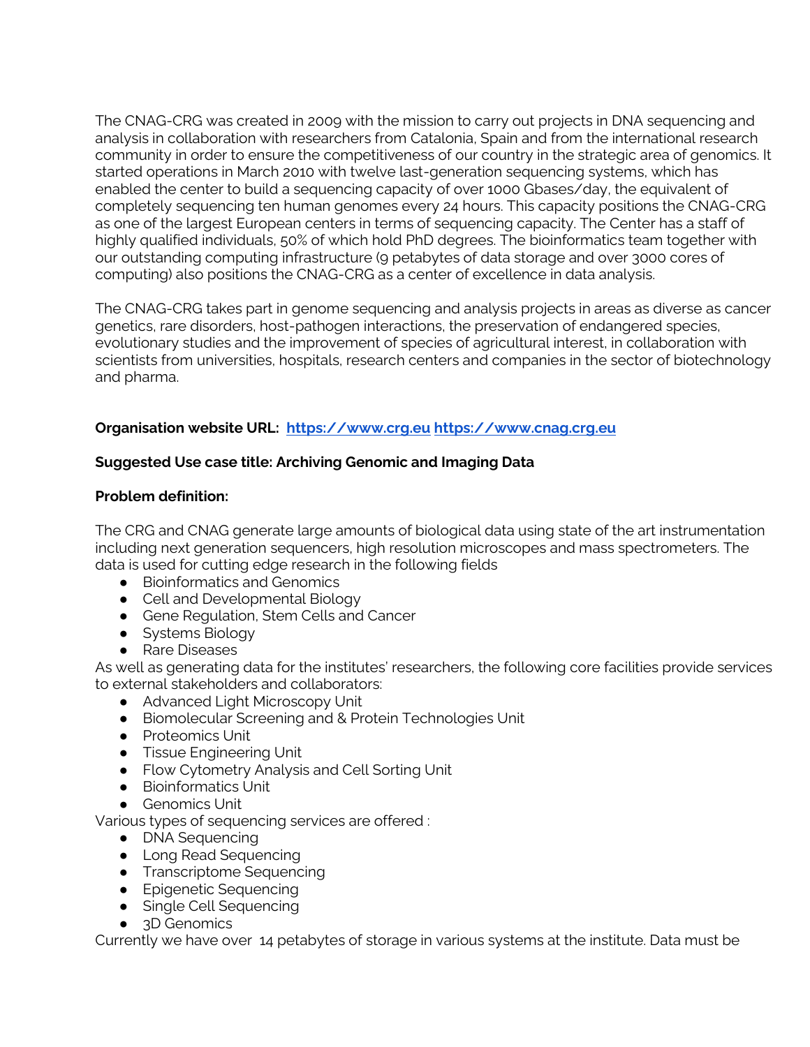The CNAG-CRG was created in 2009 with the mission to carry out projects in DNA sequencing and analysis in collaboration with researchers from Catalonia, Spain and from the international research community in order to ensure the competitiveness of our country in the strategic area of genomics. It started operations in March 2010 with twelve last-generation sequencing systems, which has enabled the center to build a sequencing capacity of over 1000 Gbases/day, the equivalent of completely sequencing ten human genomes every 24 hours. This capacity positions the CNAG-CRG as one of the largest European centers in terms of sequencing capacity. The Center has a staff of highly qualified individuals, 50% of which hold PhD degrees. The bioinformatics team together with our outstanding computing infrastructure (9 petabytes of data storage and over 3000 cores of computing) also positions the CNAG-CRG as a center of excellence in data analysis.

The CNAG-CRG takes part in genome sequencing and analysis projects in areas as diverse as cancer genetics, rare disorders, host-pathogen interactions, the preservation of endangered species, evolutionary studies and the improvement of species of agricultural interest, in collaboration with scientists from universities, hospitals, research centers and companies in the sector of biotechnology and pharma.

**Organisation website URL:** [https://www.crg.eu](https://www.crg.eu) [https://www.cnag.crg.eu](https://www.cnag.crg.eu)

**Suggested Use case title: Archiving Genomic and Imaging Data**

**Problem definition:**

The CRG and CNAG generate large amounts of biological data using state of the art instrumentation including next generation sequencers, high resolution microscopes and mass spectrometers. The data is used for cutting edge research in the following fields

- Bioinformatics and Genomics
- Cell and Developmental Biology
- Gene Regulation, Stem Cells and Cancer
- Systems Biology
- Rare Diseases

As well as generating data for the institutes' researchers, the following core facilities provide services to external stakeholders and collaborators:

- Advanced Light Microscopy Unit
- Biomolecular Screening and & Protein Technologies Unit
- Proteomics Unit
- Tissue Engineering Unit
- Flow Cytometry Analysis and Cell Sorting Unit
- Bioinformatics Unit
- Genomics Unit

Various types of sequencing services are offered :

- DNA Sequencing
- Long Read Sequencing
- Transcriptome Sequencing
- Epigenetic Sequencing
- Single Cell Sequencing
- 3D Genomics

Currently we have over 14 petabytes of storage in various systems at the institute. Data must be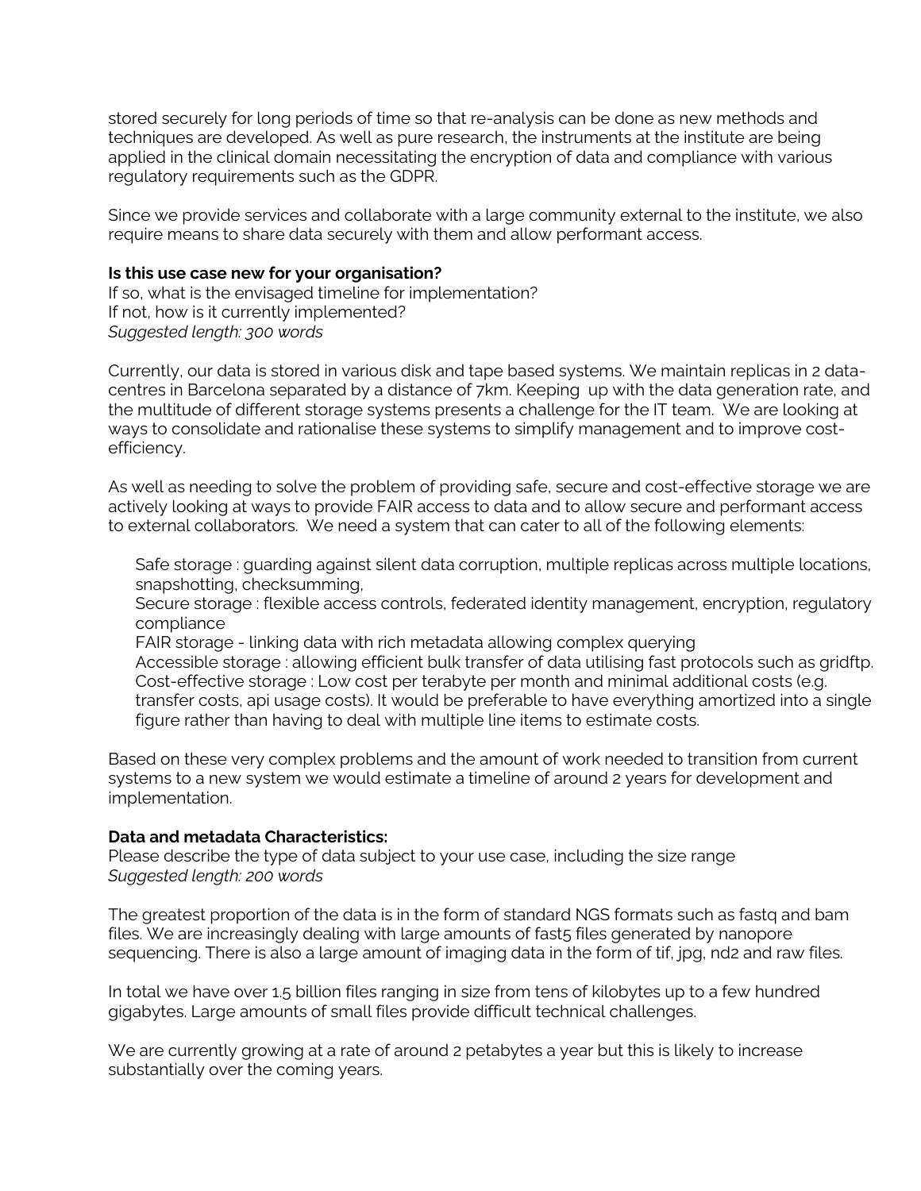stored securely for long periods of time so that re-analysis can be done as new methods and techniques are developed. As well as pure research, the instruments at the institute are being applied in the clinical domain necessitating the encryption of data and compliance with various regulatory requirements such as the GDPR.

Since we provide services and collaborate with a large community external to the institute, we also require means to share data securely with them and allow performant access.

**Is this use case new for your organisation?**
If so, what is the envisaged timeline for implementation?
If not, how is it currently implemented?
*Suggested length: 300 words*

Currently, our data is stored in various disk and tape based systems. We maintain replicas in 2 data-centres in Barcelona separated by a distance of 7km. Keeping up with the data generation rate, and the multitude of different storage systems presents a challenge for the IT team. We are looking at ways to consolidate and rationalise these systems to simplify management and to improve cost-efficiency.

As well as needing to solve the problem of providing safe, secure and cost-effective storage we are actively looking at ways to provide FAIR access to data and to allow secure and performant access to external collaborators. We need a system that can cater to all of the following elements:

- Safe storage : guarding against silent data corruption, multiple replicas across multiple locations, snapshotting, checksumming,
- Secure storage : flexible access controls, federated identity management, encryption, regulatory compliance
- FAIR storage - linking data with rich metadata allowing complex querying
- Accessible storage : allowing efficient bulk transfer of data utilising fast protocols such as gridftp.
- Cost-effective storage : Low cost per terabyte per month and minimal additional costs (e.g. transfer costs, api usage costs). It would be preferable to have everything amortized into a single figure rather than having to deal with multiple line items to estimate costs.

Based on these very complex problems and the amount of work needed to transition from current systems to a new system we would estimate a timeline of around 2 years for development and implementation.

**Data and metadata Characteristics:**
Please describe the type of data subject to your use case, including the size range
*Suggested length: 200 words*

The greatest proportion of the data is in the form of standard NGS formats such as fastq and bam files. We are increasingly dealing with large amounts of fast5 files generated by nanopore sequencing. There is also a large amount of imaging data in the form of tif, jpg, nd2 and raw files.

In total we have over 1.5 billion files ranging in size from tens of kilobytes up to a few hundred gigabytes. Large amounts of small files provide difficult technical challenges.

We are currently growing at a rate of around 2 petabytes a year but this is likely to increase substantially over the coming years.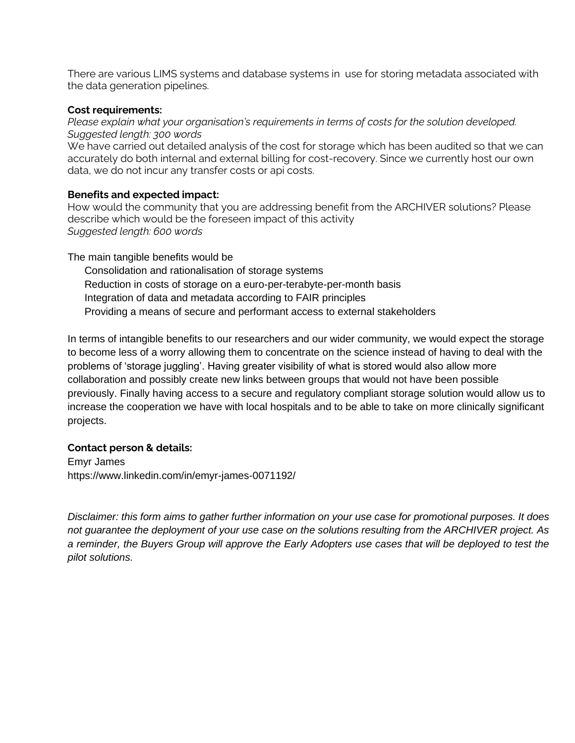There are various LIMS systems and database systems in use for storing metadata associated with the data generation pipelines.

**Cost requirements:**
*Please explain what your organisation's requirements in terms of costs for the solution developed. Suggested length: 300 words*
We have carried out detailed analysis of the cost for storage which has been audited so that we can accurately do both internal and external billing for cost-recovery. Since we currently host our own data, we do not incur any transfer costs or api costs.

**Benefits and expected impact:**
How would the community that you are addressing benefit from the ARCHIVER solutions? Please describe which would be the foreseen impact of this activity
*Suggested length: 600 words*

The main tangible benefits would be

- Consolidation and rationalisation of storage systems
- Reduction in costs of storage on a euro-per-terabyte-per-month basis
- Integration of data and metadata according to FAIR principles
- Providing a means of secure and performant access to external stakeholders

In terms of intangible benefits to our researchers and our wider community, we would expect the storage to become less of a worry allowing them to concentrate on the science instead of having to deal with the problems of 'storage juggling'. Having greater visibility of what is stored would also allow more collaboration and possibly create new links between groups that would not have been possible previously. Finally having access to a secure and regulatory compliant storage solution would allow us to increase the cooperation we have with local hospitals and to be able to take on more clinically significant projects.

**Contact person & details:**
Emyr James
https://www.linkedin.com/in/emyr-james-0071192/

*Disclaimer: this form aims to gather further information on your use case for promotional purposes. It does not guarantee the deployment of your use case on the solutions resulting from the ARCHIVER project. As a reminder, the Buyers Group will approve the Early Adopters use cases that will be deployed to test the pilot solutions.*